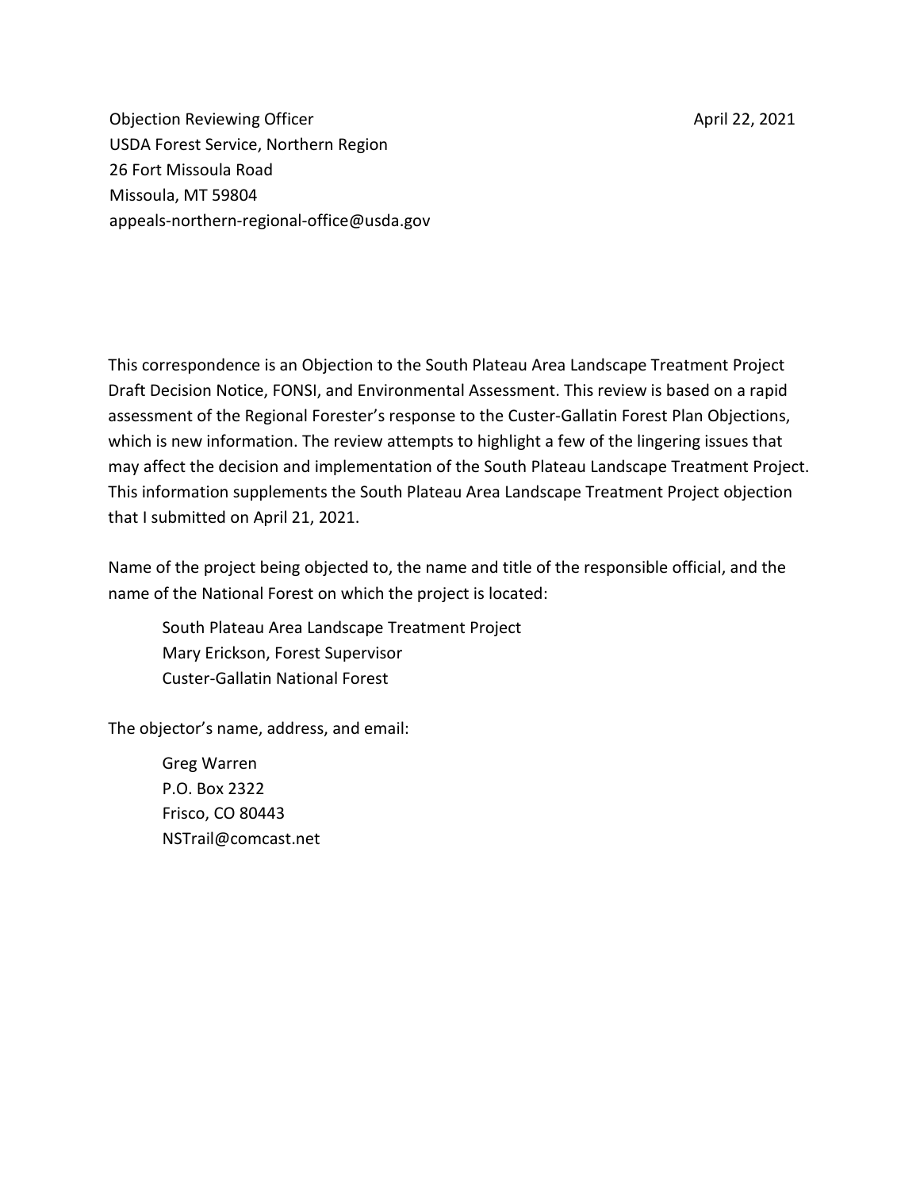Objection Reviewing Officer
USDA Forest Service, Northern Region
26 Fort Missoula Road
Missoula, MT 59804
appeals-northern-regional-office@usda.gov

April 22, 2021

This correspondence is an Objection to the South Plateau Area Landscape Treatment Project Draft Decision Notice, FONSI, and Environmental Assessment. This review is based on a rapid assessment of the Regional Forester's response to the Custer-Gallatin Forest Plan Objections, which is new information. The review attempts to highlight a few of the lingering issues that may affect the decision and implementation of the South Plateau Landscape Treatment Project. This information supplements the South Plateau Area Landscape Treatment Project objection that I submitted on April 21, 2021.

Name of the project being objected to, the name and title of the responsible official, and the name of the National Forest on which the project is located:

> South Plateau Area Landscape Treatment Project
> Mary Erickson, Forest Supervisor
> Custer-Gallatin National Forest

The objector's name, address, and email:

> Greg Warren
> P.O. Box 2322
> Frisco, CO 80443
> NSTrail@comcast.net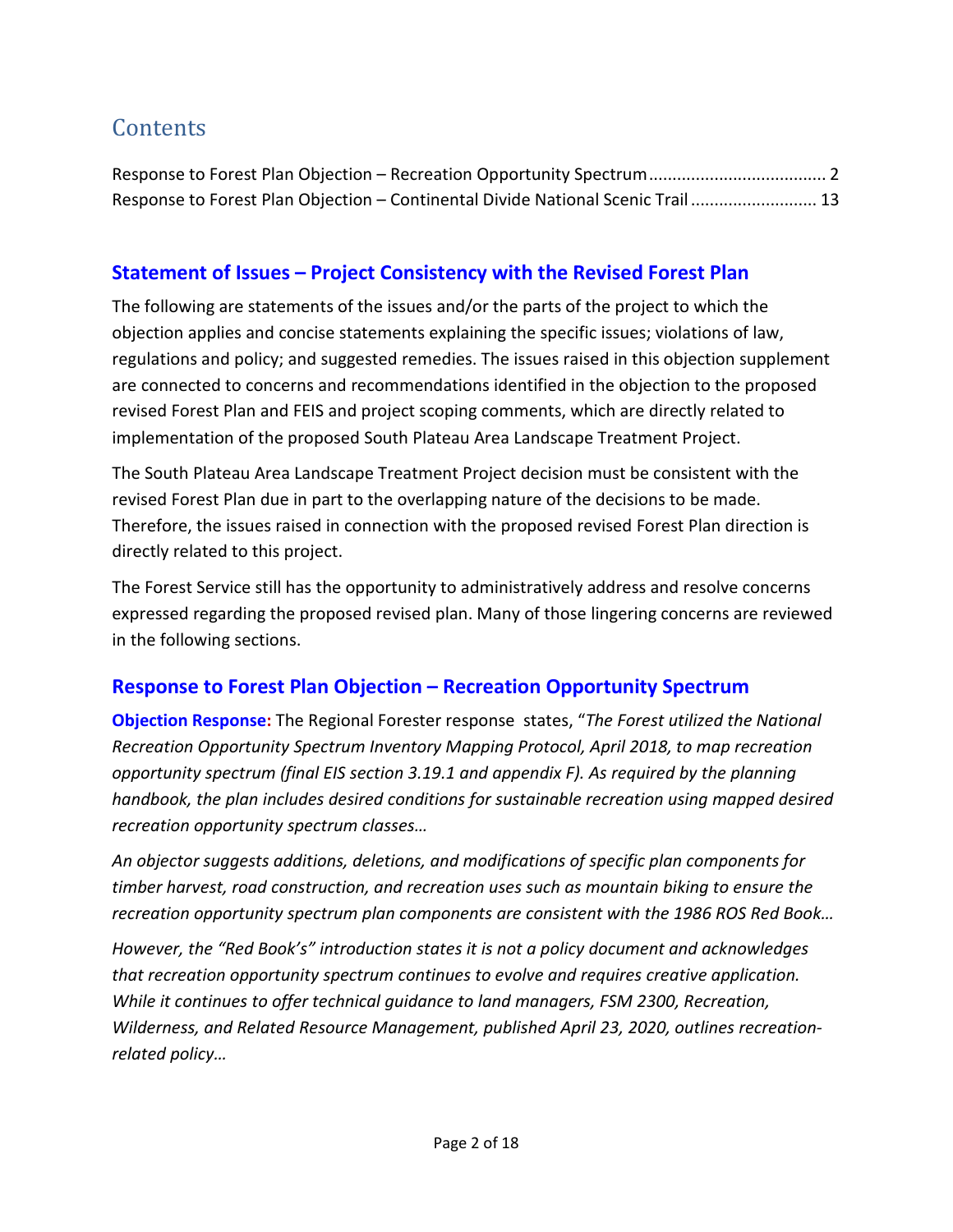# Contents

Response to Forest Plan Objection – Recreation Opportunity Spectrum ..................................... 2
Response to Forest Plan Objection – Continental Divide National Scenic Trail .......................... 13

## Statement of Issues – Project Consistency with the Revised Forest Plan

The following are statements of the issues and/or the parts of the project to which the objection applies and concise statements explaining the specific issues; violations of law, regulations and policy; and suggested remedies. The issues raised in this objection supplement are connected to concerns and recommendations identified in the objection to the proposed revised Forest Plan and FEIS and project scoping comments, which are directly related to implementation of the proposed South Plateau Area Landscape Treatment Project.

The South Plateau Area Landscape Treatment Project decision must be consistent with the revised Forest Plan due in part to the overlapping nature of the decisions to be made. Therefore, the issues raised in connection with the proposed revised Forest Plan direction is directly related to this project.

The Forest Service still has the opportunity to administratively address and resolve concerns expressed regarding the proposed revised plan. Many of those lingering concerns are reviewed in the following sections.

## Response to Forest Plan Objection – Recreation Opportunity Spectrum

**Objection Response:** The Regional Forester response states, "*The Forest utilized the National Recreation Opportunity Spectrum Inventory Mapping Protocol, April 2018, to map recreation opportunity spectrum (final EIS section 3.19.1 and appendix F). As required by the planning handbook, the plan includes desired conditions for sustainable recreation using mapped desired recreation opportunity spectrum classes…*

*An objector suggests additions, deletions, and modifications of specific plan components for timber harvest, road construction, and recreation uses such as mountain biking to ensure the recreation opportunity spectrum plan components are consistent with the 1986 ROS Red Book…*

*However, the "Red Book's" introduction states it is not a policy document and acknowledges that recreation opportunity spectrum continues to evolve and requires creative application. While it continues to offer technical guidance to land managers, FSM 2300, Recreation, Wilderness, and Related Resource Management, published April 23, 2020, outlines recreation-related policy…*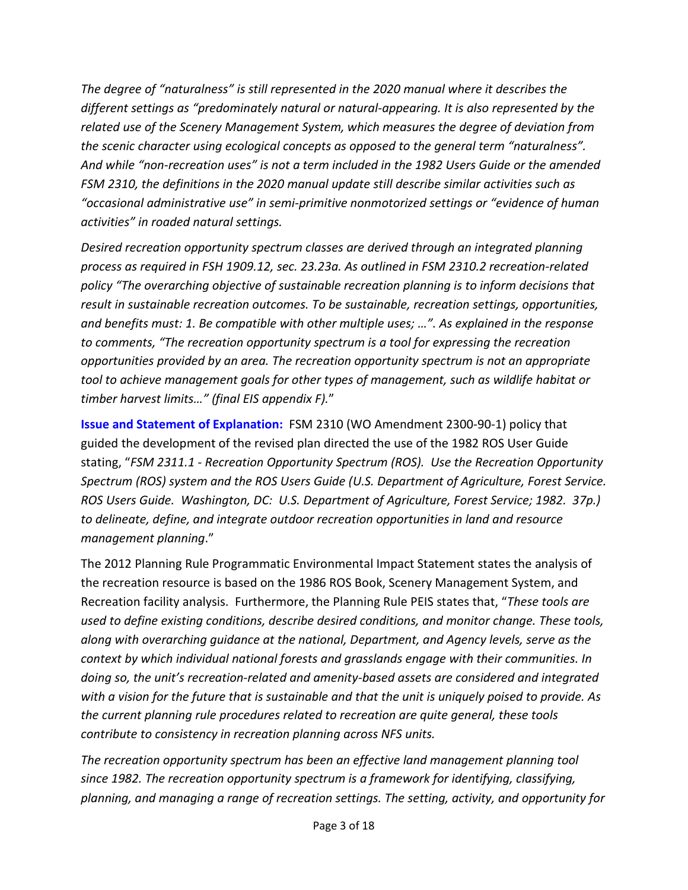*The degree of "naturalness" is still represented in the 2020 manual where it describes the different settings as "predominately natural or natural-appearing. It is also represented by the related use of the Scenery Management System, which measures the degree of deviation from the scenic character using ecological concepts as opposed to the general term "naturalness". And while "non-recreation uses" is not a term included in the 1982 Users Guide or the amended FSM 2310, the definitions in the 2020 manual update still describe similar activities such as "occasional administrative use" in semi-primitive nonmotorized settings or "evidence of human activities" in roaded natural settings.*

*Desired recreation opportunity spectrum classes are derived through an integrated planning process as required in FSH 1909.12, sec. 23.23a. As outlined in FSM 2310.2 recreation-related policy "The overarching objective of sustainable recreation planning is to inform decisions that result in sustainable recreation outcomes. To be sustainable, recreation settings, opportunities, and benefits must: 1. Be compatible with other multiple uses; …". As explained in the response to comments, "The recreation opportunity spectrum is a tool for expressing the recreation opportunities provided by an area. The recreation opportunity spectrum is not an appropriate tool to achieve management goals for other types of management, such as wildlife habitat or timber harvest limits…" (final EIS appendix F).*"

**Issue and Statement of Explanation:** FSM 2310 (WO Amendment 2300-90-1) policy that guided the development of the revised plan directed the use of the 1982 ROS User Guide stating, "*FSM 2311.1 - Recreation Opportunity Spectrum (ROS). Use the Recreation Opportunity Spectrum (ROS) system and the ROS Users Guide (U.S. Department of Agriculture, Forest Service. ROS Users Guide. Washington, DC: U.S. Department of Agriculture, Forest Service; 1982. 37p.) to delineate, define, and integrate outdoor recreation opportunities in land and resource management planning*."

The 2012 Planning Rule Programmatic Environmental Impact Statement states the analysis of the recreation resource is based on the 1986 ROS Book, Scenery Management System, and Recreation facility analysis. Furthermore, the Planning Rule PEIS states that, "*These tools are used to define existing conditions, describe desired conditions, and monitor change. These tools, along with overarching guidance at the national, Department, and Agency levels, serve as the context by which individual national forests and grasslands engage with their communities. In doing so, the unit's recreation-related and amenity-based assets are considered and integrated with a vision for the future that is sustainable and that the unit is uniquely poised to provide. As the current planning rule procedures related to recreation are quite general, these tools contribute to consistency in recreation planning across NFS units.*

*The recreation opportunity spectrum has been an effective land management planning tool since 1982. The recreation opportunity spectrum is a framework for identifying, classifying, planning, and managing a range of recreation settings. The setting, activity, and opportunity for*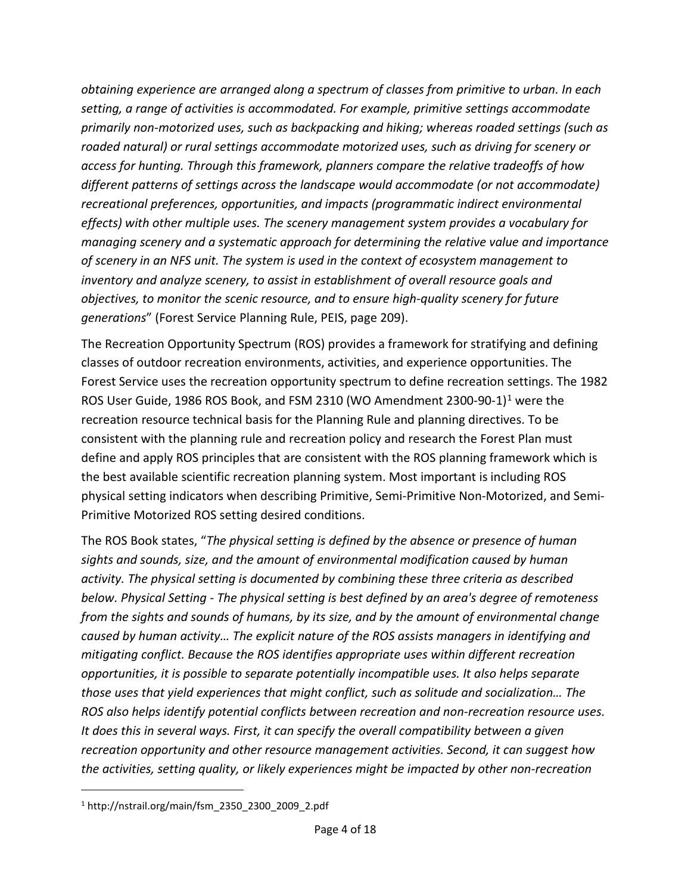*obtaining experience are arranged along a spectrum of classes from primitive to urban. In each setting, a range of activities is accommodated. For example, primitive settings accommodate primarily non-motorized uses, such as backpacking and hiking; whereas roaded settings (such as roaded natural) or rural settings accommodate motorized uses, such as driving for scenery or access for hunting. Through this framework, planners compare the relative tradeoffs of how different patterns of settings across the landscape would accommodate (or not accommodate) recreational preferences, opportunities, and impacts (programmatic indirect environmental effects) with other multiple uses. The scenery management system provides a vocabulary for managing scenery and a systematic approach for determining the relative value and importance of scenery in an NFS unit. The system is used in the context of ecosystem management to inventory and analyze scenery, to assist in establishment of overall resource goals and objectives, to monitor the scenic resource, and to ensure high-quality scenery for future generations*" (Forest Service Planning Rule, PEIS, page 209).

The Recreation Opportunity Spectrum (ROS) provides a framework for stratifying and defining classes of outdoor recreation environments, activities, and experience opportunities. The Forest Service uses the recreation opportunity spectrum to define recreation settings. The 1982 ROS User Guide, 1986 ROS Book, and FSM 2310 (WO Amendment 2300-90-1)[1] were the recreation resource technical basis for the Planning Rule and planning directives. To be consistent with the planning rule and recreation policy and research the Forest Plan must define and apply ROS principles that are consistent with the ROS planning framework which is the best available scientific recreation planning system. Most important is including ROS physical setting indicators when describing Primitive, Semi-Primitive Non-Motorized, and Semi-Primitive Motorized ROS setting desired conditions.

The ROS Book states, "*The physical setting is defined by the absence or presence of human sights and sounds, size, and the amount of environmental modification caused by human activity. The physical setting is documented by combining these three criteria as described below. Physical Setting - The physical setting is best defined by an area's degree of remoteness from the sights and sounds of humans, by its size, and by the amount of environmental change caused by human activity… The explicit nature of the ROS assists managers in identifying and mitigating conflict. Because the ROS identifies appropriate uses within different recreation opportunities, it is possible to separate potentially incompatible uses. It also helps separate those uses that yield experiences that might conflict, such as solitude and socialization… The ROS also helps identify potential conflicts between recreation and non-recreation resource uses. It does this in several ways. First, it can specify the overall compatibility between a given recreation opportunity and other resource management activities. Second, it can suggest how the activities, setting quality, or likely experiences might be impacted by other non-recreation*

[1] http://nstrail.org/main/fsm_2350_2300_2009_2.pdf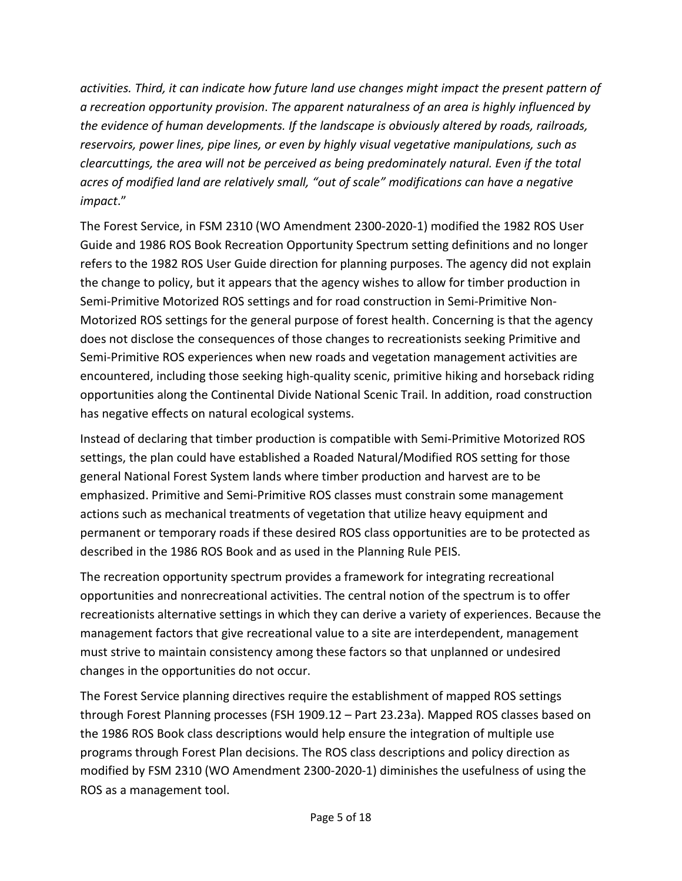*activities. Third, it can indicate how future land use changes might impact the present pattern of a recreation opportunity provision. The apparent naturalness of an area is highly influenced by the evidence of human developments. If the landscape is obviously altered by roads, railroads, reservoirs, power lines, pipe lines, or even by highly visual vegetative manipulations, such as clearcuttings, the area will not be perceived as being predominately natural. Even if the total acres of modified land are relatively small, "out of scale" modifications can have a negative impact*."

The Forest Service, in FSM 2310 (WO Amendment 2300-2020-1) modified the 1982 ROS User Guide and 1986 ROS Book Recreation Opportunity Spectrum setting definitions and no longer refers to the 1982 ROS User Guide direction for planning purposes. The agency did not explain the change to policy, but it appears that the agency wishes to allow for timber production in Semi-Primitive Motorized ROS settings and for road construction in Semi-Primitive Non-Motorized ROS settings for the general purpose of forest health. Concerning is that the agency does not disclose the consequences of those changes to recreationists seeking Primitive and Semi-Primitive ROS experiences when new roads and vegetation management activities are encountered, including those seeking high-quality scenic, primitive hiking and horseback riding opportunities along the Continental Divide National Scenic Trail. In addition, road construction has negative effects on natural ecological systems.

Instead of declaring that timber production is compatible with Semi-Primitive Motorized ROS settings, the plan could have established a Roaded Natural/Modified ROS setting for those general National Forest System lands where timber production and harvest are to be emphasized. Primitive and Semi-Primitive ROS classes must constrain some management actions such as mechanical treatments of vegetation that utilize heavy equipment and permanent or temporary roads if these desired ROS class opportunities are to be protected as described in the 1986 ROS Book and as used in the Planning Rule PEIS.

The recreation opportunity spectrum provides a framework for integrating recreational opportunities and nonrecreational activities. The central notion of the spectrum is to offer recreationists alternative settings in which they can derive a variety of experiences. Because the management factors that give recreational value to a site are interdependent, management must strive to maintain consistency among these factors so that unplanned or undesired changes in the opportunities do not occur.

The Forest Service planning directives require the establishment of mapped ROS settings through Forest Planning processes (FSH 1909.12 – Part 23.23a). Mapped ROS classes based on the 1986 ROS Book class descriptions would help ensure the integration of multiple use programs through Forest Plan decisions. The ROS class descriptions and policy direction as modified by FSM 2310 (WO Amendment 2300-2020-1) diminishes the usefulness of using the ROS as a management tool.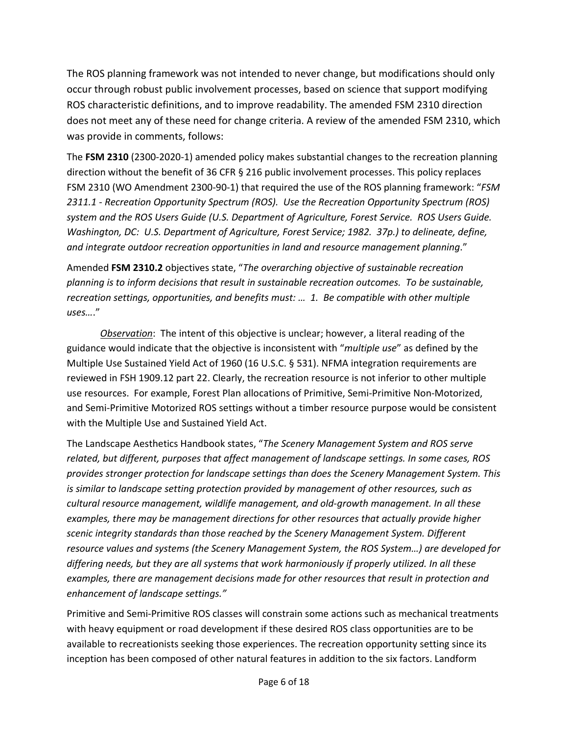The ROS planning framework was not intended to never change, but modifications should only occur through robust public involvement processes, based on science that support modifying ROS characteristic definitions, and to improve readability. The amended FSM 2310 direction does not meet any of these need for change criteria. A review of the amended FSM 2310, which was provide in comments, follows:

The **FSM 2310** (2300-2020-1) amended policy makes substantial changes to the recreation planning direction without the benefit of 36 CFR § 216 public involvement processes. This policy replaces FSM 2310 (WO Amendment 2300-90-1) that required the use of the ROS planning framework: "*FSM 2311.1 - Recreation Opportunity Spectrum (ROS). Use the Recreation Opportunity Spectrum (ROS) system and the ROS Users Guide (U.S. Department of Agriculture, Forest Service. ROS Users Guide. Washington, DC: U.S. Department of Agriculture, Forest Service; 1982. 37p.) to delineate, define, and integrate outdoor recreation opportunities in land and resource management planning*."

Amended **FSM 2310.2** objectives state, "*The overarching objective of sustainable recreation planning is to inform decisions that result in sustainable recreation outcomes. To be sustainable, recreation settings, opportunities, and benefits must: … 1. Be compatible with other multiple uses….*"

*Observation*: The intent of this objective is unclear; however, a literal reading of the guidance would indicate that the objective is inconsistent with "*multiple use*" as defined by the Multiple Use Sustained Yield Act of 1960 (16 U.S.C. § 531). NFMA integration requirements are reviewed in FSH 1909.12 part 22. Clearly, the recreation resource is not inferior to other multiple use resources. For example, Forest Plan allocations of Primitive, Semi-Primitive Non-Motorized, and Semi-Primitive Motorized ROS settings without a timber resource purpose would be consistent with the Multiple Use and Sustained Yield Act.

The Landscape Aesthetics Handbook states, "*The Scenery Management System and ROS serve related, but different, purposes that affect management of landscape settings. In some cases, ROS provides stronger protection for landscape settings than does the Scenery Management System. This is similar to landscape setting protection provided by management of other resources, such as cultural resource management, wildlife management, and old-growth management. In all these examples, there may be management directions for other resources that actually provide higher scenic integrity standards than those reached by the Scenery Management System. Different resource values and systems (the Scenery Management System, the ROS System…) are developed for differing needs, but they are all systems that work harmoniously if properly utilized. In all these examples, there are management decisions made for other resources that result in protection and enhancement of landscape settings.*"

Primitive and Semi-Primitive ROS classes will constrain some actions such as mechanical treatments with heavy equipment or road development if these desired ROS class opportunities are to be available to recreationists seeking those experiences. The recreation opportunity setting since its inception has been composed of other natural features in addition to the six factors. Landform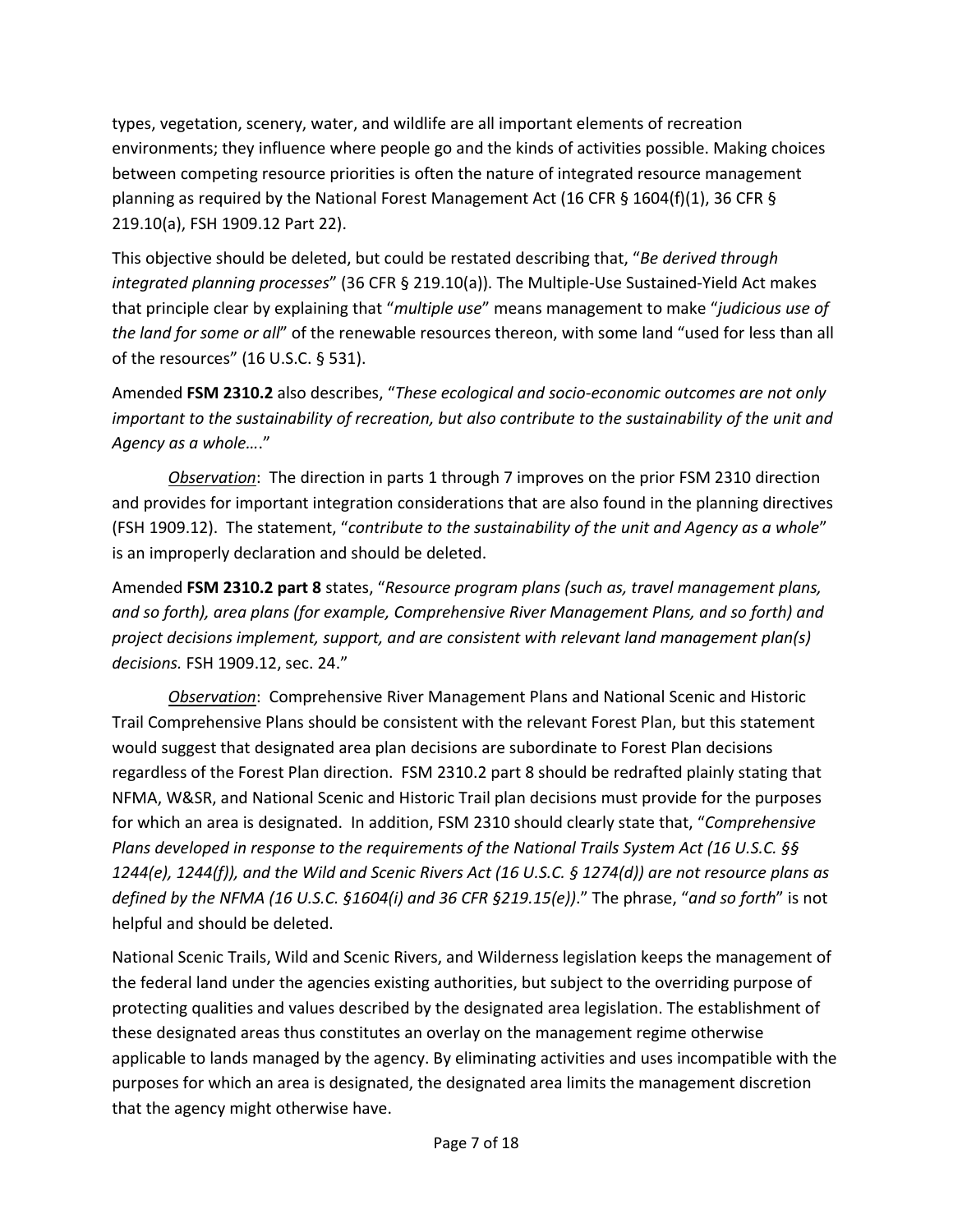types, vegetation, scenery, water, and wildlife are all important elements of recreation environments; they influence where people go and the kinds of activities possible. Making choices between competing resource priorities is often the nature of integrated resource management planning as required by the National Forest Management Act (16 CFR § 1604(f)(1), 36 CFR § 219.10(a), FSH 1909.12 Part 22).

This objective should be deleted, but could be restated describing that, "*Be derived through integrated planning processes*" (36 CFR § 219.10(a)). The Multiple-Use Sustained-Yield Act makes that principle clear by explaining that "*multiple use*" means management to make "*judicious use of the land for some or all*" of the renewable resources thereon, with some land "used for less than all of the resources" (16 U.S.C. § 531).

Amended **FSM 2310.2** also describes, "*These ecological and socio-economic outcomes are not only important to the sustainability of recreation, but also contribute to the sustainability of the unit and Agency as a whole….*"

*Observation*: The direction in parts 1 through 7 improves on the prior FSM 2310 direction and provides for important integration considerations that are also found in the planning directives (FSH 1909.12). The statement, "*contribute to the sustainability of the unit and Agency as a whole*" is an improperly declaration and should be deleted.

Amended **FSM 2310.2 part 8** states, "*Resource program plans (such as, travel management plans, and so forth), area plans (for example, Comprehensive River Management Plans, and so forth) and project decisions implement, support, and are consistent with relevant land management plan(s) decisions.* FSH 1909.12, sec. 24."

*Observation*: Comprehensive River Management Plans and National Scenic and Historic Trail Comprehensive Plans should be consistent with the relevant Forest Plan, but this statement would suggest that designated area plan decisions are subordinate to Forest Plan decisions regardless of the Forest Plan direction. FSM 2310.2 part 8 should be redrafted plainly stating that NFMA, W&SR, and National Scenic and Historic Trail plan decisions must provide for the purposes for which an area is designated. In addition, FSM 2310 should clearly state that, "*Comprehensive Plans developed in response to the requirements of the National Trails System Act (16 U.S.C. §§ 1244(e), 1244(f)), and the Wild and Scenic Rivers Act (16 U.S.C. § 1274(d)) are not resource plans as defined by the NFMA (16 U.S.C. §1604(i) and 36 CFR §219.15(e))*." The phrase, "*and so forth*" is not helpful and should be deleted.

National Scenic Trails, Wild and Scenic Rivers, and Wilderness legislation keeps the management of the federal land under the agencies existing authorities, but subject to the overriding purpose of protecting qualities and values described by the designated area legislation. The establishment of these designated areas thus constitutes an overlay on the management regime otherwise applicable to lands managed by the agency. By eliminating activities and uses incompatible with the purposes for which an area is designated, the designated area limits the management discretion that the agency might otherwise have.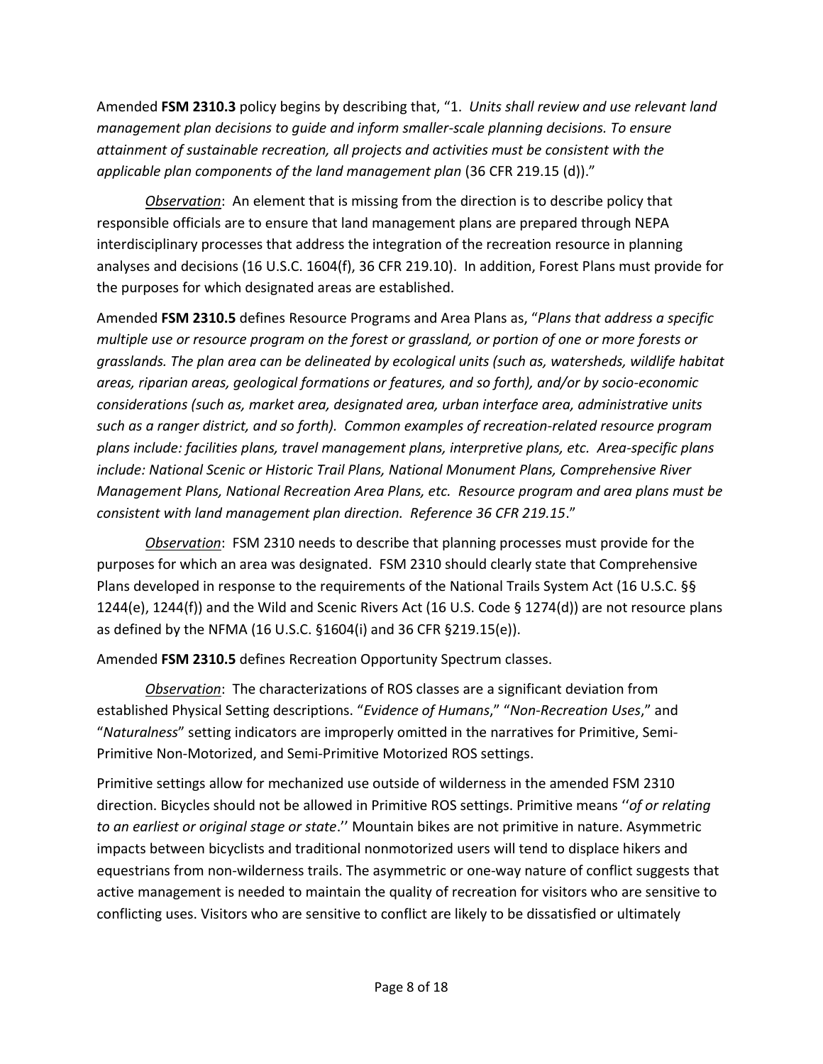Amended **FSM 2310.3** policy begins by describing that, "1. *Units shall review and use relevant land management plan decisions to guide and inform smaller-scale planning decisions. To ensure attainment of sustainable recreation, all projects and activities must be consistent with the applicable plan components of the land management plan* (36 CFR 219.15 (d))."

*Observation*: An element that is missing from the direction is to describe policy that responsible officials are to ensure that land management plans are prepared through NEPA interdisciplinary processes that address the integration of the recreation resource in planning analyses and decisions (16 U.S.C. 1604(f), 36 CFR 219.10). In addition, Forest Plans must provide for the purposes for which designated areas are established.

Amended **FSM 2310.5** defines Resource Programs and Area Plans as, "*Plans that address a specific multiple use or resource program on the forest or grassland, or portion of one or more forests or grasslands. The plan area can be delineated by ecological units (such as, watersheds, wildlife habitat areas, riparian areas, geological formations or features, and so forth), and/or by socio-economic considerations (such as, market area, designated area, urban interface area, administrative units such as a ranger district, and so forth). Common examples of recreation-related resource program plans include: facilities plans, travel management plans, interpretive plans, etc. Area-specific plans include: National Scenic or Historic Trail Plans, National Monument Plans, Comprehensive River Management Plans, National Recreation Area Plans, etc. Resource program and area plans must be consistent with land management plan direction. Reference 36 CFR 219.15*."

*Observation*: FSM 2310 needs to describe that planning processes must provide for the purposes for which an area was designated. FSM 2310 should clearly state that Comprehensive Plans developed in response to the requirements of the National Trails System Act (16 U.S.C. §§ 1244(e), 1244(f)) and the Wild and Scenic Rivers Act (16 U.S. Code § 1274(d)) are not resource plans as defined by the NFMA (16 U.S.C. §1604(i) and 36 CFR §219.15(e)).

Amended **FSM 2310.5** defines Recreation Opportunity Spectrum classes.

*Observation*: The characterizations of ROS classes are a significant deviation from established Physical Setting descriptions. "*Evidence of Humans*," "*Non-Recreation Uses*," and "*Naturalness*" setting indicators are improperly omitted in the narratives for Primitive, Semi-Primitive Non-Motorized, and Semi-Primitive Motorized ROS settings.

Primitive settings allow for mechanized use outside of wilderness in the amended FSM 2310 direction. Bicycles should not be allowed in Primitive ROS settings. Primitive means ''*of or relating to an earliest or original stage or state*.'' Mountain bikes are not primitive in nature. Asymmetric impacts between bicyclists and traditional nonmotorized users will tend to displace hikers and equestrians from non-wilderness trails. The asymmetric or one-way nature of conflict suggests that active management is needed to maintain the quality of recreation for visitors who are sensitive to conflicting uses. Visitors who are sensitive to conflict are likely to be dissatisfied or ultimately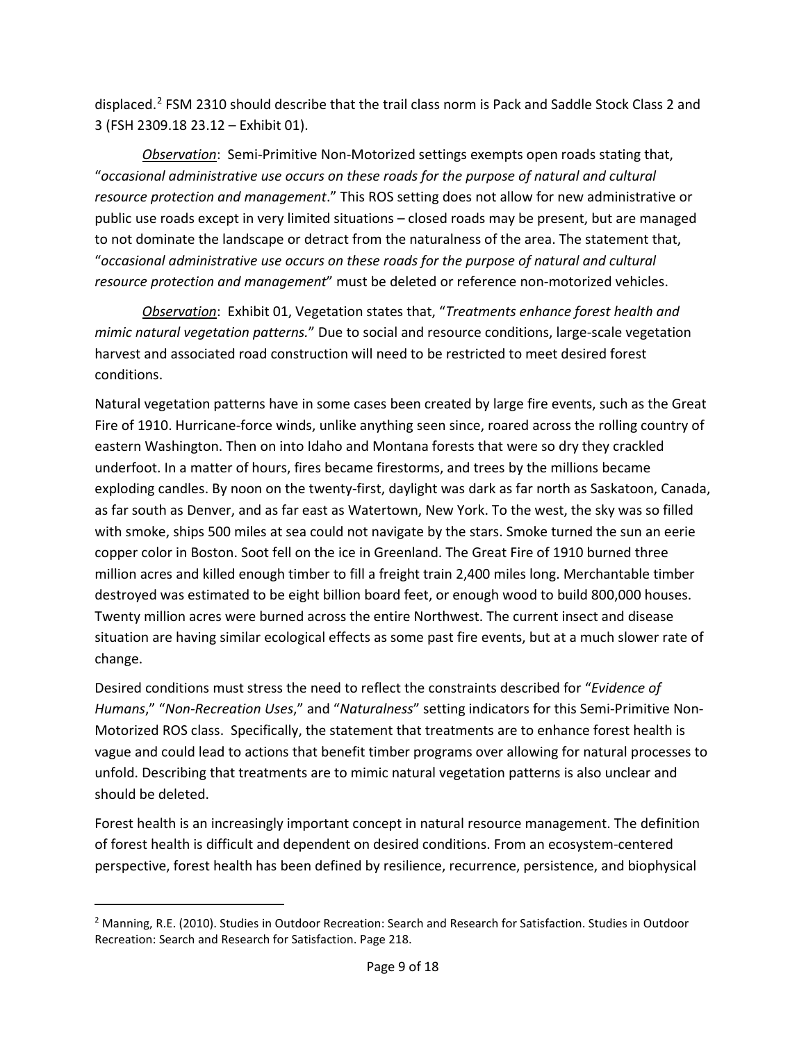displaced.[2] FSM 2310 should describe that the trail class norm is Pack and Saddle Stock Class 2 and 3 (FSH 2309.18 23.12 – Exhibit 01).

*Observation*: Semi-Primitive Non-Motorized settings exempts open roads stating that, "*occasional administrative use occurs on these roads for the purpose of natural and cultural resource protection and management*." This ROS setting does not allow for new administrative or public use roads except in very limited situations – closed roads may be present, but are managed to not dominate the landscape or detract from the naturalness of the area. The statement that, "*occasional administrative use occurs on these roads for the purpose of natural and cultural resource protection and management*" must be deleted or reference non-motorized vehicles.

*Observation*: Exhibit 01, Vegetation states that, "*Treatments enhance forest health and mimic natural vegetation patterns.*" Due to social and resource conditions, large-scale vegetation harvest and associated road construction will need to be restricted to meet desired forest conditions.

Natural vegetation patterns have in some cases been created by large fire events, such as the Great Fire of 1910. Hurricane-force winds, unlike anything seen since, roared across the rolling country of eastern Washington. Then on into Idaho and Montana forests that were so dry they crackled underfoot. In a matter of hours, fires became firestorms, and trees by the millions became exploding candles. By noon on the twenty-first, daylight was dark as far north as Saskatoon, Canada, as far south as Denver, and as far east as Watertown, New York. To the west, the sky was so filled with smoke, ships 500 miles at sea could not navigate by the stars. Smoke turned the sun an eerie copper color in Boston. Soot fell on the ice in Greenland. The Great Fire of 1910 burned three million acres and killed enough timber to fill a freight train 2,400 miles long. Merchantable timber destroyed was estimated to be eight billion board feet, or enough wood to build 800,000 houses. Twenty million acres were burned across the entire Northwest. The current insect and disease situation are having similar ecological effects as some past fire events, but at a much slower rate of change.

Desired conditions must stress the need to reflect the constraints described for "*Evidence of Humans*," "*Non-Recreation Uses*," and "*Naturalness*" setting indicators for this Semi-Primitive Non-Motorized ROS class. Specifically, the statement that treatments are to enhance forest health is vague and could lead to actions that benefit timber programs over allowing for natural processes to unfold. Describing that treatments are to mimic natural vegetation patterns is also unclear and should be deleted.

Forest health is an increasingly important concept in natural resource management. The definition of forest health is difficult and dependent on desired conditions. From an ecosystem-centered perspective, forest health has been defined by resilience, recurrence, persistence, and biophysical

---

[2] Manning, R.E. (2010). Studies in Outdoor Recreation: Search and Research for Satisfaction. Studies in Outdoor Recreation: Search and Research for Satisfaction. Page 218.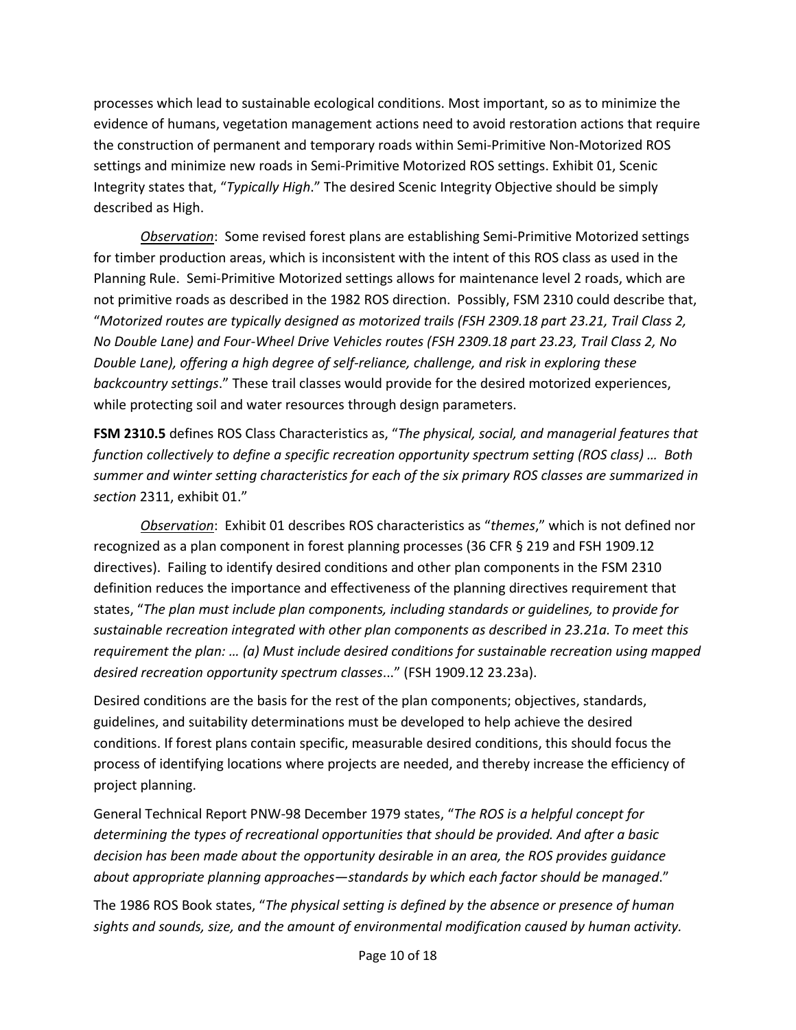processes which lead to sustainable ecological conditions. Most important, so as to minimize the evidence of humans, vegetation management actions need to avoid restoration actions that require the construction of permanent and temporary roads within Semi-Primitive Non-Motorized ROS settings and minimize new roads in Semi-Primitive Motorized ROS settings. Exhibit 01, Scenic Integrity states that, "*Typically High*." The desired Scenic Integrity Objective should be simply described as High.

*Observation*: Some revised forest plans are establishing Semi-Primitive Motorized settings for timber production areas, which is inconsistent with the intent of this ROS class as used in the Planning Rule. Semi-Primitive Motorized settings allows for maintenance level 2 roads, which are not primitive roads as described in the 1982 ROS direction. Possibly, FSM 2310 could describe that, "*Motorized routes are typically designed as motorized trails (FSH 2309.18 part 23.21, Trail Class 2, No Double Lane) and Four-Wheel Drive Vehicles routes (FSH 2309.18 part 23.23, Trail Class 2, No Double Lane), offering a high degree of self-reliance, challenge, and risk in exploring these backcountry settings*." These trail classes would provide for the desired motorized experiences, while protecting soil and water resources through design parameters.

**FSM 2310.5** defines ROS Class Characteristics as, "*The physical, social, and managerial features that function collectively to define a specific recreation opportunity spectrum setting (ROS class) … Both summer and winter setting characteristics for each of the six primary ROS classes are summarized in section* 2311, exhibit 01."

*Observation*: Exhibit 01 describes ROS characteristics as "*themes*," which is not defined nor recognized as a plan component in forest planning processes (36 CFR § 219 and FSH 1909.12 directives). Failing to identify desired conditions and other plan components in the FSM 2310 definition reduces the importance and effectiveness of the planning directives requirement that states, "*The plan must include plan components, including standards or guidelines, to provide for sustainable recreation integrated with other plan components as described in 23.21a. To meet this requirement the plan: … (a) Must include desired conditions for sustainable recreation using mapped desired recreation opportunity spectrum classes*..." (FSH 1909.12 23.23a).

Desired conditions are the basis for the rest of the plan components; objectives, standards, guidelines, and suitability determinations must be developed to help achieve the desired conditions. If forest plans contain specific, measurable desired conditions, this should focus the process of identifying locations where projects are needed, and thereby increase the efficiency of project planning.

General Technical Report PNW-98 December 1979 states, "*The ROS is a helpful concept for determining the types of recreational opportunities that should be provided. And after a basic decision has been made about the opportunity desirable in an area, the ROS provides guidance about appropriate planning approaches—standards by which each factor should be managed*."

The 1986 ROS Book states, "*The physical setting is defined by the absence or presence of human sights and sounds, size, and the amount of environmental modification caused by human activity.*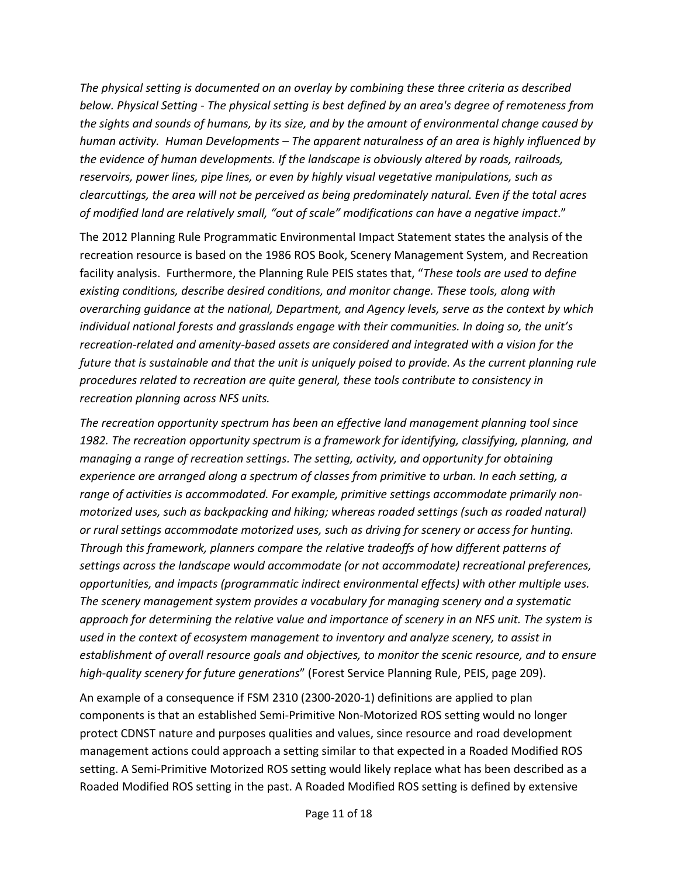*The physical setting is documented on an overlay by combining these three criteria as described below. Physical Setting - The physical setting is best defined by an area's degree of remoteness from the sights and sounds of humans, by its size, and by the amount of environmental change caused by human activity. Human Developments – The apparent naturalness of an area is highly influenced by the evidence of human developments. If the landscape is obviously altered by roads, railroads, reservoirs, power lines, pipe lines, or even by highly visual vegetative manipulations, such as clearcuttings, the area will not be perceived as being predominately natural. Even if the total acres of modified land are relatively small, "out of scale" modifications can have a negative impact*."

The 2012 Planning Rule Programmatic Environmental Impact Statement states the analysis of the recreation resource is based on the 1986 ROS Book, Scenery Management System, and Recreation facility analysis. Furthermore, the Planning Rule PEIS states that, "*These tools are used to define existing conditions, describe desired conditions, and monitor change. These tools, along with overarching guidance at the national, Department, and Agency levels, serve as the context by which individual national forests and grasslands engage with their communities. In doing so, the unit's recreation-related and amenity-based assets are considered and integrated with a vision for the future that is sustainable and that the unit is uniquely poised to provide. As the current planning rule procedures related to recreation are quite general, these tools contribute to consistency in recreation planning across NFS units.*

*The recreation opportunity spectrum has been an effective land management planning tool since 1982. The recreation opportunity spectrum is a framework for identifying, classifying, planning, and managing a range of recreation settings. The setting, activity, and opportunity for obtaining experience are arranged along a spectrum of classes from primitive to urban. In each setting, a range of activities is accommodated. For example, primitive settings accommodate primarily non-motorized uses, such as backpacking and hiking; whereas roaded settings (such as roaded natural) or rural settings accommodate motorized uses, such as driving for scenery or access for hunting. Through this framework, planners compare the relative tradeoffs of how different patterns of settings across the landscape would accommodate (or not accommodate) recreational preferences, opportunities, and impacts (programmatic indirect environmental effects) with other multiple uses. The scenery management system provides a vocabulary for managing scenery and a systematic approach for determining the relative value and importance of scenery in an NFS unit. The system is used in the context of ecosystem management to inventory and analyze scenery, to assist in establishment of overall resource goals and objectives, to monitor the scenic resource, and to ensure high-quality scenery for future generations*" (Forest Service Planning Rule, PEIS, page 209).

An example of a consequence if FSM 2310 (2300-2020-1) definitions are applied to plan components is that an established Semi-Primitive Non-Motorized ROS setting would no longer protect CDNST nature and purposes qualities and values, since resource and road development management actions could approach a setting similar to that expected in a Roaded Modified ROS setting. A Semi-Primitive Motorized ROS setting would likely replace what has been described as a Roaded Modified ROS setting in the past. A Roaded Modified ROS setting is defined by extensive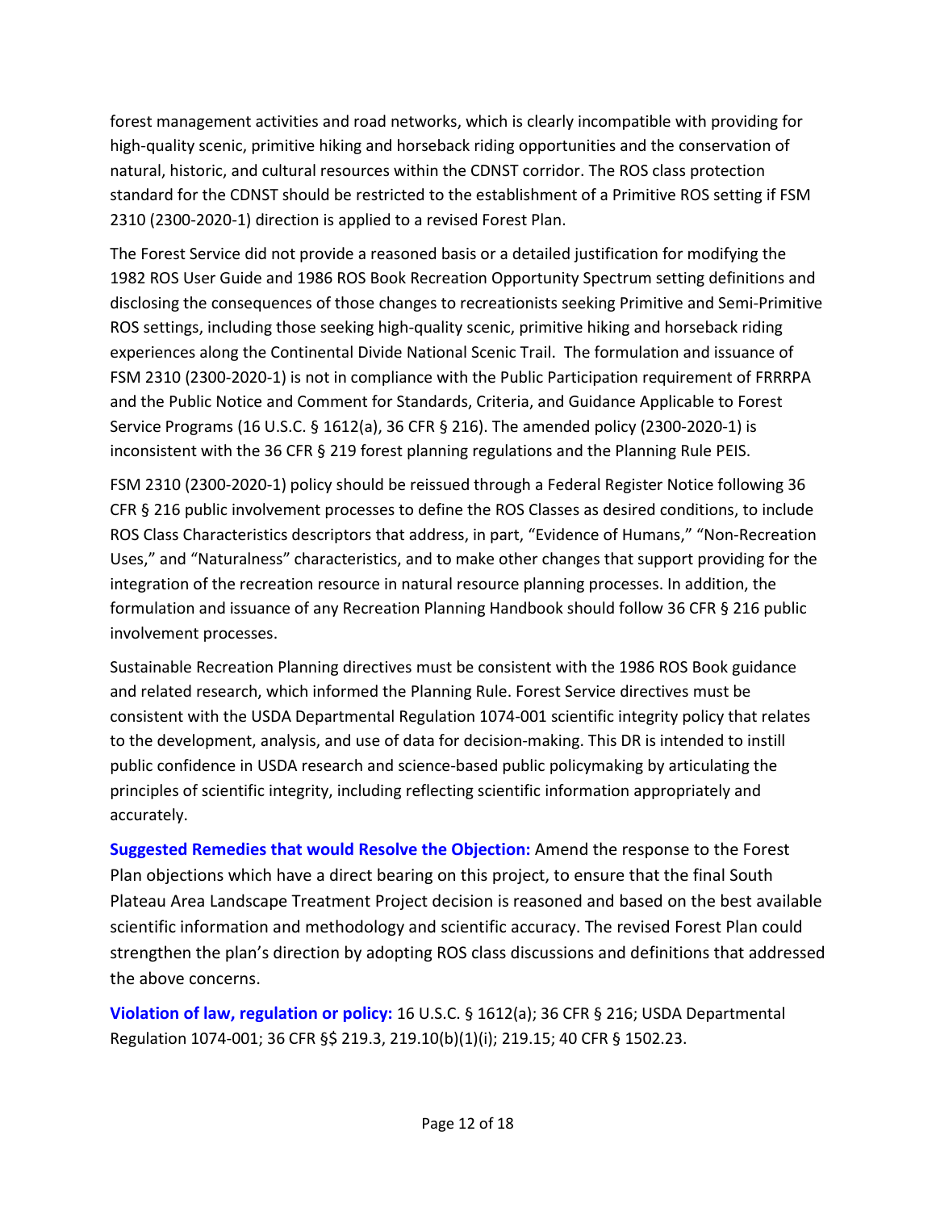forest management activities and road networks, which is clearly incompatible with providing for high-quality scenic, primitive hiking and horseback riding opportunities and the conservation of natural, historic, and cultural resources within the CDNST corridor. The ROS class protection standard for the CDNST should be restricted to the establishment of a Primitive ROS setting if FSM 2310 (2300-2020-1) direction is applied to a revised Forest Plan.

The Forest Service did not provide a reasoned basis or a detailed justification for modifying the 1982 ROS User Guide and 1986 ROS Book Recreation Opportunity Spectrum setting definitions and disclosing the consequences of those changes to recreationists seeking Primitive and Semi-Primitive ROS settings, including those seeking high-quality scenic, primitive hiking and horseback riding experiences along the Continental Divide National Scenic Trail. The formulation and issuance of FSM 2310 (2300-2020-1) is not in compliance with the Public Participation requirement of FRRRPA and the Public Notice and Comment for Standards, Criteria, and Guidance Applicable to Forest Service Programs (16 U.S.C. § 1612(a), 36 CFR § 216). The amended policy (2300-2020-1) is inconsistent with the 36 CFR § 219 forest planning regulations and the Planning Rule PEIS.

FSM 2310 (2300-2020-1) policy should be reissued through a Federal Register Notice following 36 CFR § 216 public involvement processes to define the ROS Classes as desired conditions, to include ROS Class Characteristics descriptors that address, in part, "Evidence of Humans," "Non-Recreation Uses," and "Naturalness" characteristics, and to make other changes that support providing for the integration of the recreation resource in natural resource planning processes. In addition, the formulation and issuance of any Recreation Planning Handbook should follow 36 CFR § 216 public involvement processes.

Sustainable Recreation Planning directives must be consistent with the 1986 ROS Book guidance and related research, which informed the Planning Rule. Forest Service directives must be consistent with the USDA Departmental Regulation 1074-001 scientific integrity policy that relates to the development, analysis, and use of data for decision-making. This DR is intended to instill public confidence in USDA research and science-based public policymaking by articulating the principles of scientific integrity, including reflecting scientific information appropriately and accurately.

**Suggested Remedies that would Resolve the Objection:** Amend the response to the Forest Plan objections which have a direct bearing on this project, to ensure that the final South Plateau Area Landscape Treatment Project decision is reasoned and based on the best available scientific information and methodology and scientific accuracy. The revised Forest Plan could strengthen the plan's direction by adopting ROS class discussions and definitions that addressed the above concerns.

**Violation of law, regulation or policy:** 16 U.S.C. § 1612(a); 36 CFR § 216; USDA Departmental Regulation 1074-001; 36 CFR §$ 219.3, 219.10(b)(1)(i); 219.15; 40 CFR § 1502.23.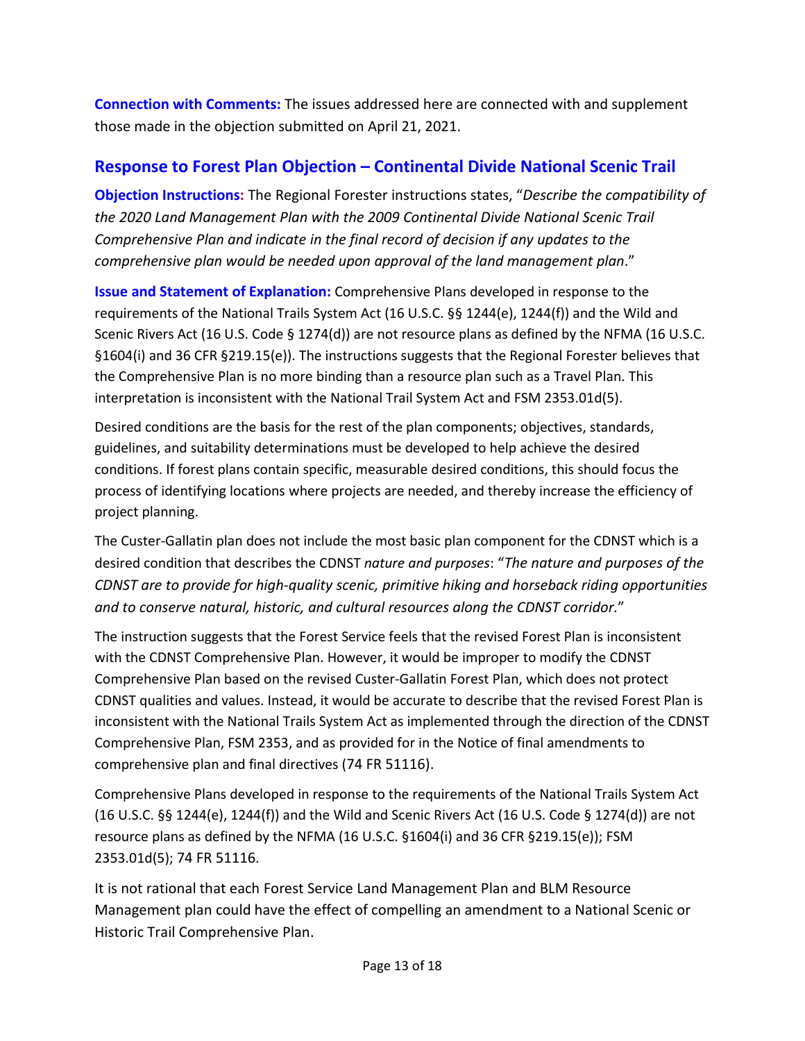**Connection with Comments:** The issues addressed here are connected with and supplement those made in the objection submitted on April 21, 2021.

## Response to Forest Plan Objection – Continental Divide National Scenic Trail

**Objection Instructions:** The Regional Forester instructions states, "*Describe the compatibility of the 2020 Land Management Plan with the 2009 Continental Divide National Scenic Trail Comprehensive Plan and indicate in the final record of decision if any updates to the comprehensive plan would be needed upon approval of the land management plan*."

**Issue and Statement of Explanation:** Comprehensive Plans developed in response to the requirements of the National Trails System Act (16 U.S.C. §§ 1244(e), 1244(f)) and the Wild and Scenic Rivers Act (16 U.S. Code § 1274(d)) are not resource plans as defined by the NFMA (16 U.S.C. §1604(i) and 36 CFR §219.15(e)). The instructions suggests that the Regional Forester believes that the Comprehensive Plan is no more binding than a resource plan such as a Travel Plan. This interpretation is inconsistent with the National Trail System Act and FSM 2353.01d(5).

Desired conditions are the basis for the rest of the plan components; objectives, standards, guidelines, and suitability determinations must be developed to help achieve the desired conditions. If forest plans contain specific, measurable desired conditions, this should focus the process of identifying locations where projects are needed, and thereby increase the efficiency of project planning.

The Custer-Gallatin plan does not include the most basic plan component for the CDNST which is a desired condition that describes the CDNST *nature and purposes*: "*The nature and purposes of the CDNST are to provide for high-quality scenic, primitive hiking and horseback riding opportunities and to conserve natural, historic, and cultural resources along the CDNST corridor.*"

The instruction suggests that the Forest Service feels that the revised Forest Plan is inconsistent with the CDNST Comprehensive Plan. However, it would be improper to modify the CDNST Comprehensive Plan based on the revised Custer-Gallatin Forest Plan, which does not protect CDNST qualities and values. Instead, it would be accurate to describe that the revised Forest Plan is inconsistent with the National Trails System Act as implemented through the direction of the CDNST Comprehensive Plan, FSM 2353, and as provided for in the Notice of final amendments to comprehensive plan and final directives (74 FR 51116).

Comprehensive Plans developed in response to the requirements of the National Trails System Act (16 U.S.C. §§ 1244(e), 1244(f)) and the Wild and Scenic Rivers Act (16 U.S. Code § 1274(d)) are not resource plans as defined by the NFMA (16 U.S.C. §1604(i) and 36 CFR §219.15(e)); FSM 2353.01d(5); 74 FR 51116.

It is not rational that each Forest Service Land Management Plan and BLM Resource Management plan could have the effect of compelling an amendment to a National Scenic or Historic Trail Comprehensive Plan.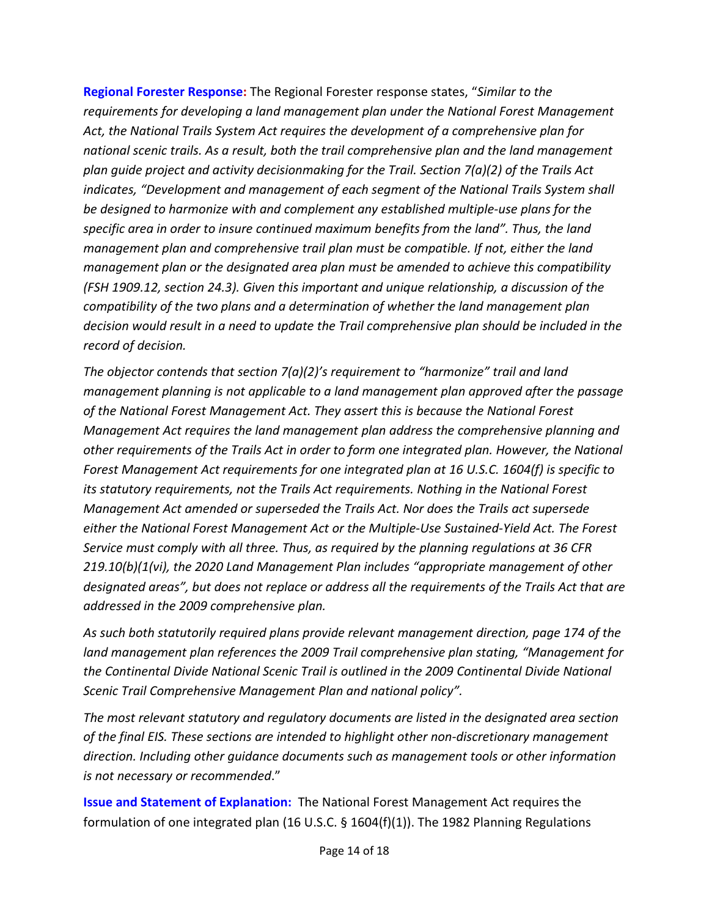**Regional Forester Response:** The Regional Forester response states, "*Similar to the requirements for developing a land management plan under the National Forest Management Act, the National Trails System Act requires the development of a comprehensive plan for national scenic trails. As a result, both the trail comprehensive plan and the land management plan guide project and activity decisionmaking for the Trail. Section 7(a)(2) of the Trails Act indicates, "Development and management of each segment of the National Trails System shall be designed to harmonize with and complement any established multiple-use plans for the specific area in order to insure continued maximum benefits from the land". Thus, the land management plan and comprehensive trail plan must be compatible. If not, either the land management plan or the designated area plan must be amended to achieve this compatibility (FSH 1909.12, section 24.3). Given this important and unique relationship, a discussion of the compatibility of the two plans and a determination of whether the land management plan decision would result in a need to update the Trail comprehensive plan should be included in the record of decision.*

*The objector contends that section 7(a)(2)'s requirement to "harmonize" trail and land management planning is not applicable to a land management plan approved after the passage of the National Forest Management Act. They assert this is because the National Forest Management Act requires the land management plan address the comprehensive planning and other requirements of the Trails Act in order to form one integrated plan. However, the National Forest Management Act requirements for one integrated plan at 16 U.S.C. 1604(f) is specific to its statutory requirements, not the Trails Act requirements. Nothing in the National Forest Management Act amended or superseded the Trails Act. Nor does the Trails act supersede either the National Forest Management Act or the Multiple-Use Sustained-Yield Act. The Forest Service must comply with all three. Thus, as required by the planning regulations at 36 CFR 219.10(b)(1(vi), the 2020 Land Management Plan includes "appropriate management of other designated areas", but does not replace or address all the requirements of the Trails Act that are addressed in the 2009 comprehensive plan.*

*As such both statutorily required plans provide relevant management direction, page 174 of the land management plan references the 2009 Trail comprehensive plan stating, "Management for the Continental Divide National Scenic Trail is outlined in the 2009 Continental Divide National Scenic Trail Comprehensive Management Plan and national policy".*

*The most relevant statutory and regulatory documents are listed in the designated area section of the final EIS. These sections are intended to highlight other non-discretionary management direction. Including other guidance documents such as management tools or other information is not necessary or recommended*."

**Issue and Statement of Explanation:** The National Forest Management Act requires the formulation of one integrated plan (16 U.S.C. § 1604(f)(1)). The 1982 Planning Regulations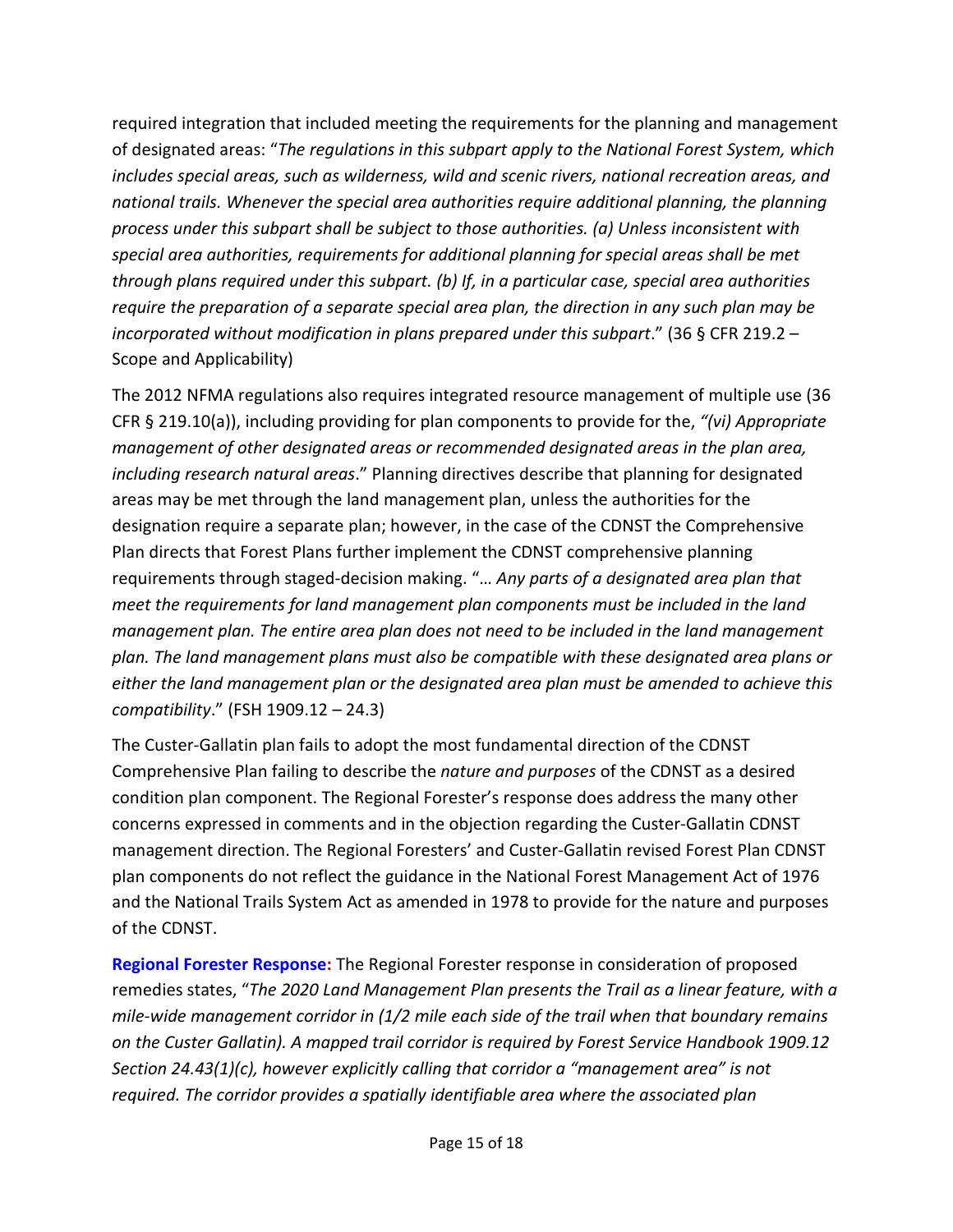required integration that included meeting the requirements for the planning and management of designated areas: "*The regulations in this subpart apply to the National Forest System, which includes special areas, such as wilderness, wild and scenic rivers, national recreation areas, and national trails. Whenever the special area authorities require additional planning, the planning process under this subpart shall be subject to those authorities. (a) Unless inconsistent with special area authorities, requirements for additional planning for special areas shall be met through plans required under this subpart. (b) If, in a particular case, special area authorities require the preparation of a separate special area plan, the direction in any such plan may be incorporated without modification in plans prepared under this subpart*." (36 § CFR 219.2 – Scope and Applicability)

The 2012 NFMA regulations also requires integrated resource management of multiple use (36 CFR § 219.10(a)), including providing for plan components to provide for the, *"(vi) Appropriate management of other designated areas or recommended designated areas in the plan area, including research natural areas*." Planning directives describe that planning for designated areas may be met through the land management plan, unless the authorities for the designation require a separate plan; however, in the case of the CDNST the Comprehensive Plan directs that Forest Plans further implement the CDNST comprehensive planning requirements through staged-decision making. "*… Any parts of a designated area plan that meet the requirements for land management plan components must be included in the land management plan. The entire area plan does not need to be included in the land management plan. The land management plans must also be compatible with these designated area plans or either the land management plan or the designated area plan must be amended to achieve this compatibility*." (FSH 1909.12 – 24.3)

The Custer-Gallatin plan fails to adopt the most fundamental direction of the CDNST Comprehensive Plan failing to describe the *nature and purposes* of the CDNST as a desired condition plan component. The Regional Forester's response does address the many other concerns expressed in comments and in the objection regarding the Custer-Gallatin CDNST management direction. The Regional Foresters' and Custer-Gallatin revised Forest Plan CDNST plan components do not reflect the guidance in the National Forest Management Act of 1976 and the National Trails System Act as amended in 1978 to provide for the nature and purposes of the CDNST.

**Regional Forester Response:** The Regional Forester response in consideration of proposed remedies states, "*The 2020 Land Management Plan presents the Trail as a linear feature, with a mile-wide management corridor in (1/2 mile each side of the trail when that boundary remains on the Custer Gallatin). A mapped trail corridor is required by Forest Service Handbook 1909.12 Section 24.43(1)(c), however explicitly calling that corridor a "management area" is not required. The corridor provides a spatially identifiable area where the associated plan*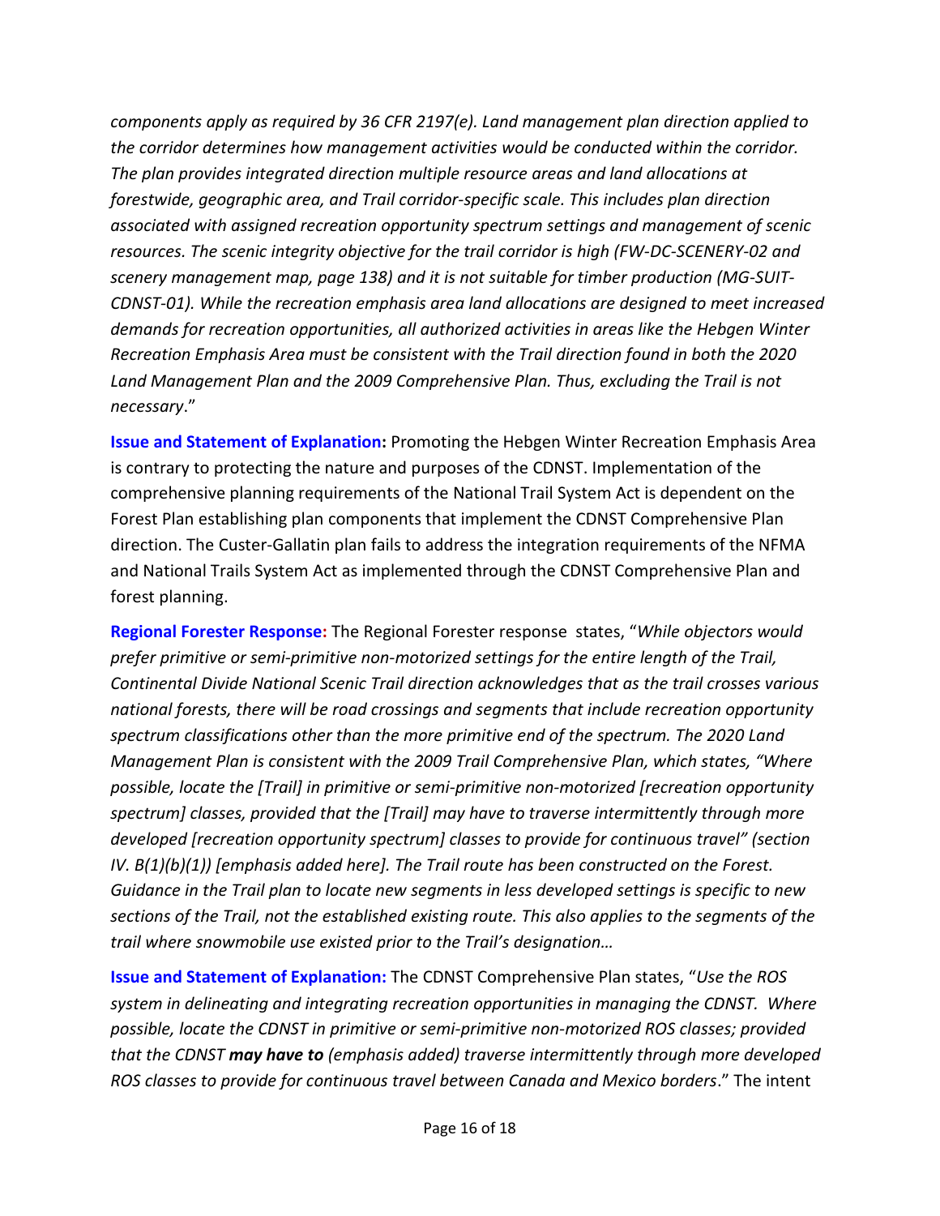*components apply as required by 36 CFR 2197(e). Land management plan direction applied to the corridor determines how management activities would be conducted within the corridor. The plan provides integrated direction multiple resource areas and land allocations at forestwide, geographic area, and Trail corridor-specific scale. This includes plan direction associated with assigned recreation opportunity spectrum settings and management of scenic resources. The scenic integrity objective for the trail corridor is high (FW-DC-SCENERY-02 and scenery management map, page 138) and it is not suitable for timber production (MG-SUIT-CDNST-01). While the recreation emphasis area land allocations are designed to meet increased demands for recreation opportunities, all authorized activities in areas like the Hebgen Winter Recreation Emphasis Area must be consistent with the Trail direction found in both the 2020 Land Management Plan and the 2009 Comprehensive Plan. Thus, excluding the Trail is not necessary*."

**Issue and Statement of Explanation:** Promoting the Hebgen Winter Recreation Emphasis Area is contrary to protecting the nature and purposes of the CDNST. Implementation of the comprehensive planning requirements of the National Trail System Act is dependent on the Forest Plan establishing plan components that implement the CDNST Comprehensive Plan direction. The Custer-Gallatin plan fails to address the integration requirements of the NFMA and National Trails System Act as implemented through the CDNST Comprehensive Plan and forest planning.

**Regional Forester Response:** The Regional Forester response states, "*While objectors would prefer primitive or semi-primitive non-motorized settings for the entire length of the Trail, Continental Divide National Scenic Trail direction acknowledges that as the trail crosses various national forests, there will be road crossings and segments that include recreation opportunity spectrum classifications other than the more primitive end of the spectrum. The 2020 Land Management Plan is consistent with the 2009 Trail Comprehensive Plan, which states, "Where possible, locate the [Trail] in primitive or semi-primitive non-motorized [recreation opportunity spectrum] classes, provided that the [Trail] may have to traverse intermittently through more developed [recreation opportunity spectrum] classes to provide for continuous travel" (section IV. B(1)(b)(1)) [emphasis added here]. The Trail route has been constructed on the Forest. Guidance in the Trail plan to locate new segments in less developed settings is specific to new sections of the Trail, not the established existing route. This also applies to the segments of the trail where snowmobile use existed prior to the Trail's designation…*

**Issue and Statement of Explanation:** The CDNST Comprehensive Plan states, "*Use the ROS system in delineating and integrating recreation opportunities in managing the CDNST. Where possible, locate the CDNST in primitive or semi-primitive non-motorized ROS classes; provided that the CDNST* ***may have to*** *(emphasis added) traverse intermittently through more developed ROS classes to provide for continuous travel between Canada and Mexico borders*." The intent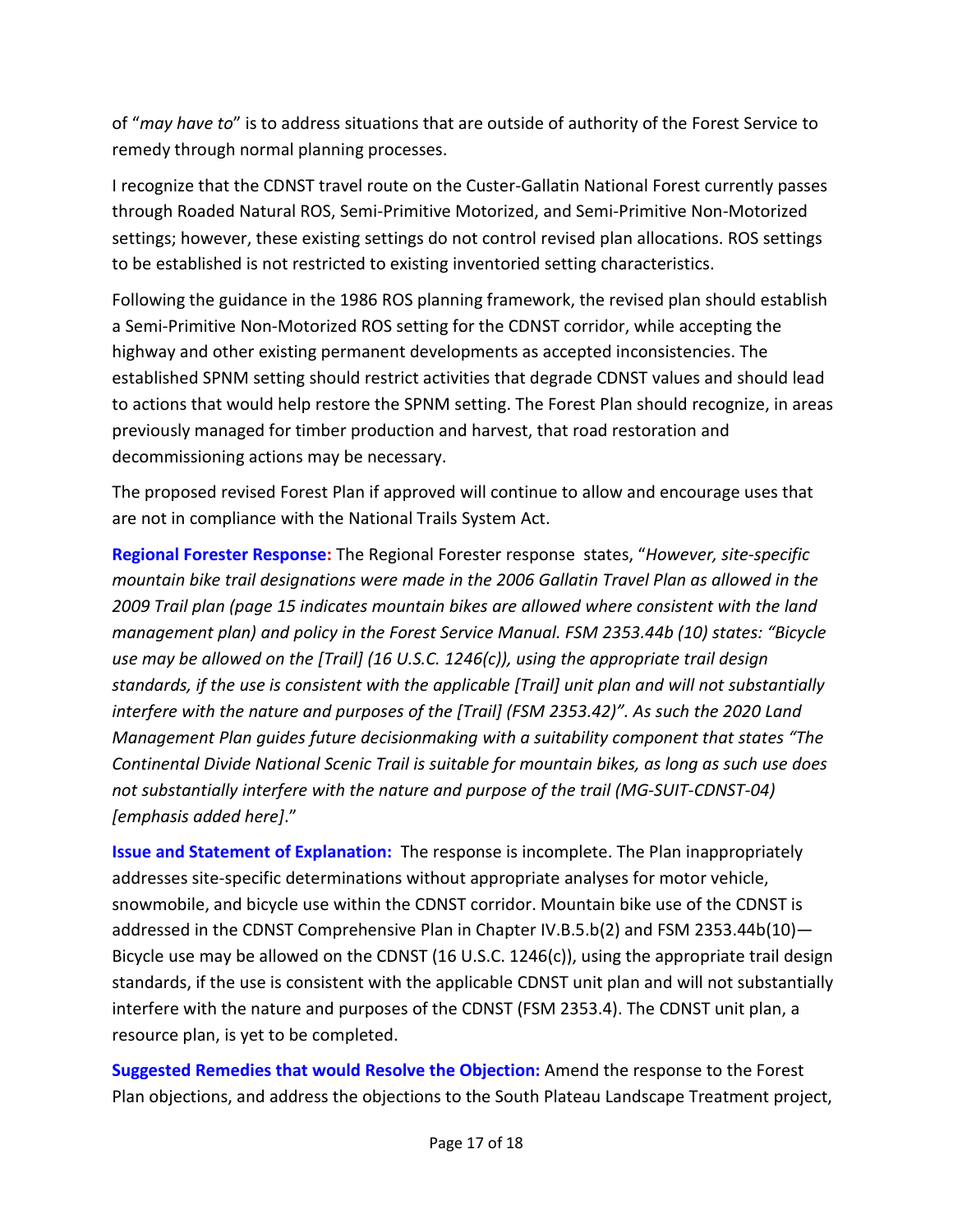of "*may have to*" is to address situations that are outside of authority of the Forest Service to remedy through normal planning processes.

I recognize that the CDNST travel route on the Custer-Gallatin National Forest currently passes through Roaded Natural ROS, Semi-Primitive Motorized, and Semi-Primitive Non-Motorized settings; however, these existing settings do not control revised plan allocations. ROS settings to be established is not restricted to existing inventoried setting characteristics.

Following the guidance in the 1986 ROS planning framework, the revised plan should establish a Semi-Primitive Non-Motorized ROS setting for the CDNST corridor, while accepting the highway and other existing permanent developments as accepted inconsistencies. The established SPNM setting should restrict activities that degrade CDNST values and should lead to actions that would help restore the SPNM setting. The Forest Plan should recognize, in areas previously managed for timber production and harvest, that road restoration and decommissioning actions may be necessary.

The proposed revised Forest Plan if approved will continue to allow and encourage uses that are not in compliance with the National Trails System Act.

**Regional Forester Response:** The Regional Forester response states, "*However, site-specific mountain bike trail designations were made in the 2006 Gallatin Travel Plan as allowed in the 2009 Trail plan (page 15 indicates mountain bikes are allowed where consistent with the land management plan) and policy in the Forest Service Manual. FSM 2353.44b (10) states: "Bicycle use may be allowed on the [Trail] (16 U.S.C. 1246(c)), using the appropriate trail design standards, if the use is consistent with the applicable [Trail] unit plan and will not substantially interfere with the nature and purposes of the [Trail] (FSM 2353.42)". As such the 2020 Land Management Plan guides future decisionmaking with a suitability component that states "The Continental Divide National Scenic Trail is suitable for mountain bikes, as long as such use does not substantially interfere with the nature and purpose of the trail (MG-SUIT-CDNST-04) [emphasis added here]*."

**Issue and Statement of Explanation:** The response is incomplete. The Plan inappropriately addresses site-specific determinations without appropriate analyses for motor vehicle, snowmobile, and bicycle use within the CDNST corridor. Mountain bike use of the CDNST is addressed in the CDNST Comprehensive Plan in Chapter IV.B.5.b(2) and FSM 2353.44b(10)—Bicycle use may be allowed on the CDNST (16 U.S.C. 1246(c)), using the appropriate trail design standards, if the use is consistent with the applicable CDNST unit plan and will not substantially interfere with the nature and purposes of the CDNST (FSM 2353.4). The CDNST unit plan, a resource plan, is yet to be completed.

**Suggested Remedies that would Resolve the Objection:** Amend the response to the Forest Plan objections, and address the objections to the South Plateau Landscape Treatment project,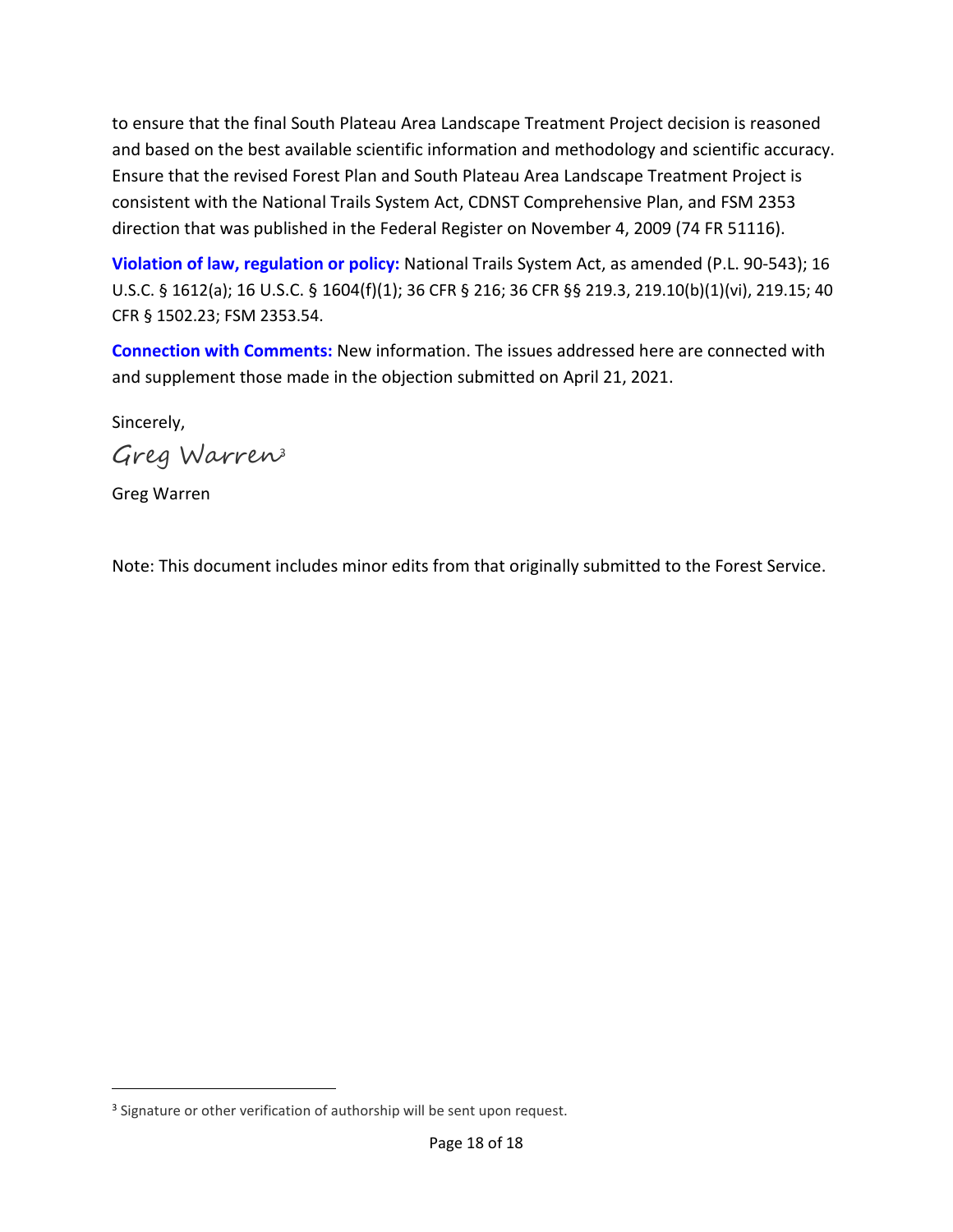to ensure that the final South Plateau Area Landscape Treatment Project decision is reasoned and based on the best available scientific information and methodology and scientific accuracy. Ensure that the revised Forest Plan and South Plateau Area Landscape Treatment Project is consistent with the National Trails System Act, CDNST Comprehensive Plan, and FSM 2353 direction that was published in the Federal Register on November 4, 2009 (74 FR 51116).

**Violation of law, regulation or policy:** National Trails System Act, as amended (P.L. 90-543); 16 U.S.C. § 1612(a); 16 U.S.C. § 1604(f)(1); 36 CFR § 216; 36 CFR §§ 219.3, 219.10(b)(1)(vi), 219.15; 40 CFR § 1502.23; FSM 2353.54.

**Connection with Comments:** New information. The issues addressed here are connected with and supplement those made in the objection submitted on April 21, 2021.

Sincerely,

*Greg Warren*[3]

Greg Warren

Note: This document includes minor edits from that originally submitted to the Forest Service.

[3] Signature or other verification of authorship will be sent upon request.